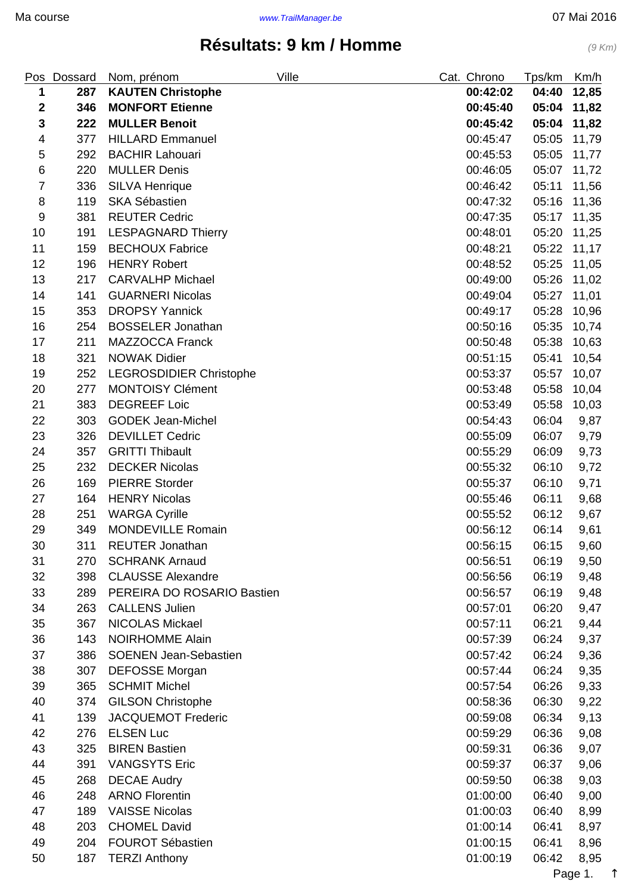# Résultats: 9 km / Homme

*(9 Km)*

| Pos | Dossard | Nom, prénom | Ville | Cat. | Chrono | Tps/km | Km/h |
|---|---|---|---|---|---|---|---|
| **1** | **287** | **KAUTEN Christophe** | | | **00:42:02** | **04:40** | **12,85** |
| **2** | **346** | **MONFORT Etienne** | | | **00:45:40** | **05:04** | **11,82** |
| **3** | **222** | **MULLER Benoit** | | | **00:45:42** | **05:04** | **11,82** |
| 4 | 377 | HILLARD Emmanuel | | | 00:45:47 | 05:05 | 11,79 |
| 5 | 292 | BACHIR Lahouari | | | 00:45:53 | 05:05 | 11,77 |
| 6 | 220 | MULLER Denis | | | 00:46:05 | 05:07 | 11,72 |
| 7 | 336 | SILVA Henrique | | | 00:46:42 | 05:11 | 11,56 |
| 8 | 119 | SKA Sébastien | | | 00:47:32 | 05:16 | 11,36 |
| 9 | 381 | REUTER Cedric | | | 00:47:35 | 05:17 | 11,35 |
| 10 | 191 | LESPAGNARD Thierry | | | 00:48:01 | 05:20 | 11,25 |
| 11 | 159 | BECHOUX Fabrice | | | 00:48:21 | 05:22 | 11,17 |
| 12 | 196 | HENRY Robert | | | 00:48:52 | 05:25 | 11,05 |
| 13 | 217 | CARVALHP Michael | | | 00:49:00 | 05:26 | 11,02 |
| 14 | 141 | GUARNERI Nicolas | | | 00:49:04 | 05:27 | 11,01 |
| 15 | 353 | DROPSY Yannick | | | 00:49:17 | 05:28 | 10,96 |
| 16 | 254 | BOSSELER Jonathan | | | 00:50:16 | 05:35 | 10,74 |
| 17 | 211 | MAZZOCCA Franck | | | 00:50:48 | 05:38 | 10,63 |
| 18 | 321 | NOWAK Didier | | | 00:51:15 | 05:41 | 10,54 |
| 19 | 252 | LEGROSDIDIER Christophe | | | 00:53:37 | 05:57 | 10,07 |
| 20 | 277 | MONTOISY Clément | | | 00:53:48 | 05:58 | 10,04 |
| 21 | 383 | DEGREEF Loic | | | 00:53:49 | 05:58 | 10,03 |
| 22 | 303 | GODEK Jean-Michel | | | 00:54:43 | 06:04 | 9,87 |
| 23 | 326 | DEVILLET Cedric | | | 00:55:09 | 06:07 | 9,79 |
| 24 | 357 | GRITTI Thibault | | | 00:55:29 | 06:09 | 9,73 |
| 25 | 232 | DECKER Nicolas | | | 00:55:32 | 06:10 | 9,72 |
| 26 | 169 | PIERRE Storder | | | 00:55:37 | 06:10 | 9,71 |
| 27 | 164 | HENRY Nicolas | | | 00:55:46 | 06:11 | 9,68 |
| 28 | 251 | WARGA Cyrille | | | 00:55:52 | 06:12 | 9,67 |
| 29 | 349 | MONDEVILLE Romain | | | 00:56:12 | 06:14 | 9,61 |
| 30 | 311 | REUTER Jonathan | | | 00:56:15 | 06:15 | 9,60 |
| 31 | 270 | SCHRANK Arnaud | | | 00:56:51 | 06:19 | 9,50 |
| 32 | 398 | CLAUSSE Alexandre | | | 00:56:56 | 06:19 | 9,48 |
| 33 | 289 | PEREIRA DO ROSARIO Bastien | | | 00:56:57 | 06:19 | 9,48 |
| 34 | 263 | CALLENS Julien | | | 00:57:01 | 06:20 | 9,47 |
| 35 | 367 | NICOLAS Mickael | | | 00:57:11 | 06:21 | 9,44 |
| 36 | 143 | NOIRHOMME Alain | | | 00:57:39 | 06:24 | 9,37 |
| 37 | 386 | SOENEN Jean-Sebastien | | | 00:57:42 | 06:24 | 9,36 |
| 38 | 307 | DEFOSSE Morgan | | | 00:57:44 | 06:24 | 9,35 |
| 39 | 365 | SCHMIT Michel | | | 00:57:54 | 06:26 | 9,33 |
| 40 | 374 | GILSON Christophe | | | 00:58:36 | 06:30 | 9,22 |
| 41 | 139 | JACQUEMOT Frederic | | | 00:59:08 | 06:34 | 9,13 |
| 42 | 276 | ELSEN Luc | | | 00:59:29 | 06:36 | 9,08 |
| 43 | 325 | BIREN Bastien | | | 00:59:31 | 06:36 | 9,07 |
| 44 | 391 | VANGSYTS Eric | | | 00:59:37 | 06:37 | 9,06 |
| 45 | 268 | DECAE Audry | | | 00:59:50 | 06:38 | 9,03 |
| 46 | 248 | ARNO Florentin | | | 01:00:00 | 06:40 | 9,00 |
| 47 | 189 | VAISSE Nicolas | | | 01:00:03 | 06:40 | 8,99 |
| 48 | 203 | CHOMEL David | | | 01:00:14 | 06:41 | 8,97 |
| 49 | 204 | FOUROT Sébastien | | | 01:00:15 | 06:41 | 8,96 |
| 50 | 187 | TERZI Anthony | | | 01:00:19 | 06:42 | 8,95 |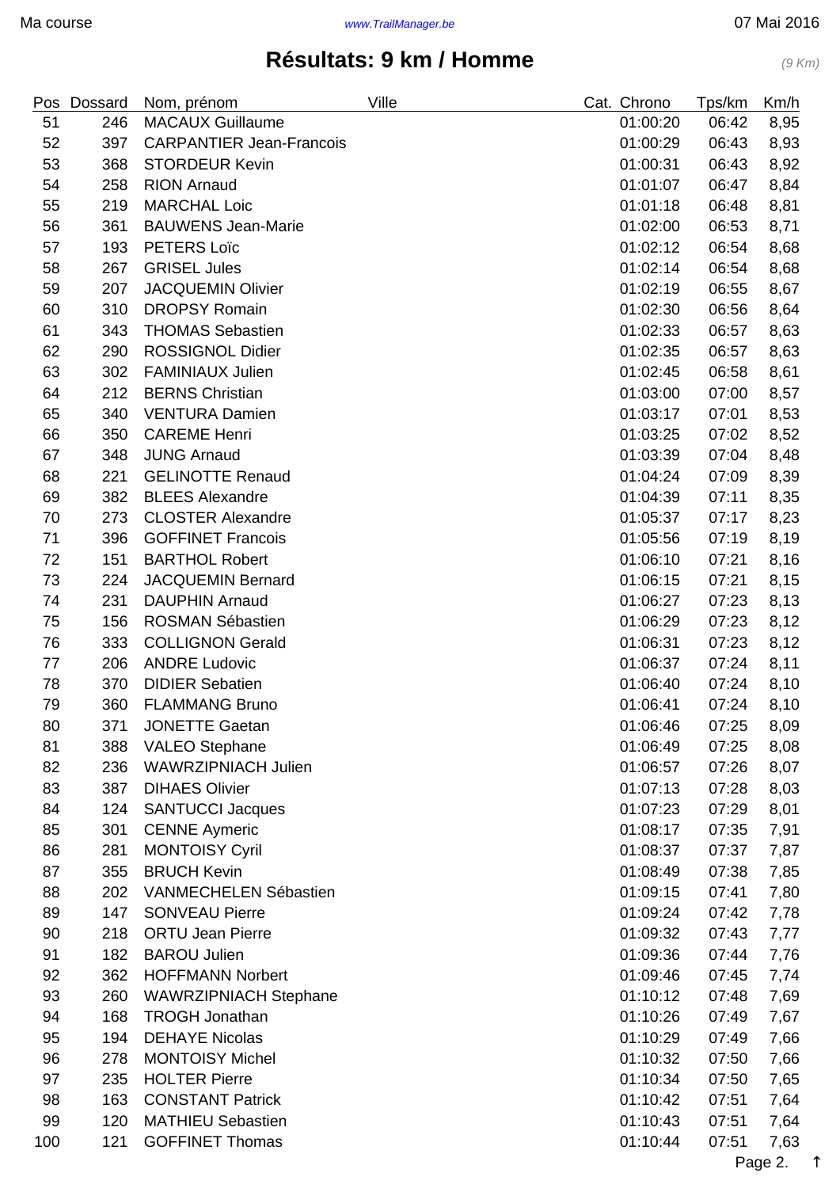# Résultats: 9 km / Homme

*(9 Km)*

| Pos | Dossard | Nom, prénom | Ville | Cat. | Chrono | Tps/km | Km/h |
|---|---|---|---|---|---|---|---|
| 51 | 246 | MACAUX Guillaume | | | 01:00:20 | 06:42 | 8,95 |
| 52 | 397 | CARPANTIER Jean-Francois | | | 01:00:29 | 06:43 | 8,93 |
| 53 | 368 | STORDEUR Kevin | | | 01:00:31 | 06:43 | 8,92 |
| 54 | 258 | RION Arnaud | | | 01:01:07 | 06:47 | 8,84 |
| 55 | 219 | MARCHAL Loic | | | 01:01:18 | 06:48 | 8,81 |
| 56 | 361 | BAUWENS Jean-Marie | | | 01:02:00 | 06:53 | 8,71 |
| 57 | 193 | PETERS Loïc | | | 01:02:12 | 06:54 | 8,68 |
| 58 | 267 | GRISEL Jules | | | 01:02:14 | 06:54 | 8,68 |
| 59 | 207 | JACQUEMIN Olivier | | | 01:02:19 | 06:55 | 8,67 |
| 60 | 310 | DROPSY Romain | | | 01:02:30 | 06:56 | 8,64 |
| 61 | 343 | THOMAS Sebastien | | | 01:02:33 | 06:57 | 8,63 |
| 62 | 290 | ROSSIGNOL Didier | | | 01:02:35 | 06:57 | 8,63 |
| 63 | 302 | FAMINIAUX Julien | | | 01:02:45 | 06:58 | 8,61 |
| 64 | 212 | BERNS Christian | | | 01:03:00 | 07:00 | 8,57 |
| 65 | 340 | VENTURA Damien | | | 01:03:17 | 07:01 | 8,53 |
| 66 | 350 | CAREME Henri | | | 01:03:25 | 07:02 | 8,52 |
| 67 | 348 | JUNG Arnaud | | | 01:03:39 | 07:04 | 8,48 |
| 68 | 221 | GELINOTTE Renaud | | | 01:04:24 | 07:09 | 8,39 |
| 69 | 382 | BLEES Alexandre | | | 01:04:39 | 07:11 | 8,35 |
| 70 | 273 | CLOSTER Alexandre | | | 01:05:37 | 07:17 | 8,23 |
| 71 | 396 | GOFFINET Francois | | | 01:05:56 | 07:19 | 8,19 |
| 72 | 151 | BARTHOL Robert | | | 01:06:10 | 07:21 | 8,16 |
| 73 | 224 | JACQUEMIN Bernard | | | 01:06:15 | 07:21 | 8,15 |
| 74 | 231 | DAUPHIN Arnaud | | | 01:06:27 | 07:23 | 8,13 |
| 75 | 156 | ROSMAN Sébastien | | | 01:06:29 | 07:23 | 8,12 |
| 76 | 333 | COLLIGNON Gerald | | | 01:06:31 | 07:23 | 8,12 |
| 77 | 206 | ANDRE Ludovic | | | 01:06:37 | 07:24 | 8,11 |
| 78 | 370 | DIDIER Sebatien | | | 01:06:40 | 07:24 | 8,10 |
| 79 | 360 | FLAMMANG Bruno | | | 01:06:41 | 07:24 | 8,10 |
| 80 | 371 | JONETTE Gaetan | | | 01:06:46 | 07:25 | 8,09 |
| 81 | 388 | VALEO Stephane | | | 01:06:49 | 07:25 | 8,08 |
| 82 | 236 | WAWRZIPNIACH Julien | | | 01:06:57 | 07:26 | 8,07 |
| 83 | 387 | DIHAES Olivier | | | 01:07:13 | 07:28 | 8,03 |
| 84 | 124 | SANTUCCI Jacques | | | 01:07:23 | 07:29 | 8,01 |
| 85 | 301 | CENNE Aymeric | | | 01:08:17 | 07:35 | 7,91 |
| 86 | 281 | MONTOISY Cyril | | | 01:08:37 | 07:37 | 7,87 |
| 87 | 355 | BRUCH Kevin | | | 01:08:49 | 07:38 | 7,85 |
| 88 | 202 | VANMECHELEN Sébastien | | | 01:09:15 | 07:41 | 7,80 |
| 89 | 147 | SONVEAU Pierre | | | 01:09:24 | 07:42 | 7,78 |
| 90 | 218 | ORTU Jean Pierre | | | 01:09:32 | 07:43 | 7,77 |
| 91 | 182 | BAROU Julien | | | 01:09:36 | 07:44 | 7,76 |
| 92 | 362 | HOFFMANN Norbert | | | 01:09:46 | 07:45 | 7,74 |
| 93 | 260 | WAWRZIPNIACH Stephane | | | 01:10:12 | 07:48 | 7,69 |
| 94 | 168 | TROGH Jonathan | | | 01:10:26 | 07:49 | 7,67 |
| 95 | 194 | DEHAYE Nicolas | | | 01:10:29 | 07:49 | 7,66 |
| 96 | 278 | MONTOISY Michel | | | 01:10:32 | 07:50 | 7,66 |
| 97 | 235 | HOLTER Pierre | | | 01:10:34 | 07:50 | 7,65 |
| 98 | 163 | CONSTANT Patrick | | | 01:10:42 | 07:51 | 7,64 |
| 99 | 120 | MATHIEU Sebastien | | | 01:10:43 | 07:51 | 7,64 |
| 100 | 121 | GOFFINET Thomas | | | 01:10:44 | 07:51 | 7,63 |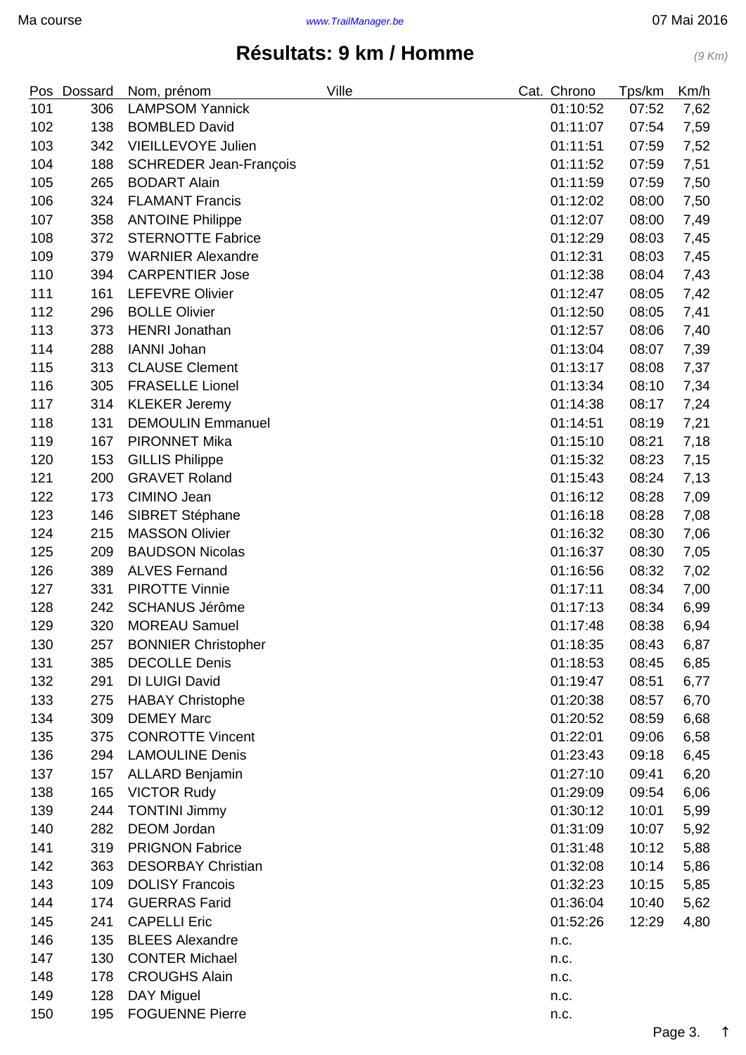# Résultats: 9 km / Homme

*(9 Km)*

| Pos | Dossard | Nom, prénom | Ville | Cat. | Chrono | Tps/km | Km/h |
|---|---|---|---|---|---|---|---|
| 101 | 306 | LAMPSOM Yannick | | | 01:10:52 | 07:52 | 7,62 |
| 102 | 138 | BOMBLED David | | | 01:11:07 | 07:54 | 7,59 |
| 103 | 342 | VIEILLEVOYE Julien | | | 01:11:51 | 07:59 | 7,52 |
| 104 | 188 | SCHREDER Jean-François | | | 01:11:52 | 07:59 | 7,51 |
| 105 | 265 | BODART Alain | | | 01:11:59 | 07:59 | 7,50 |
| 106 | 324 | FLAMANT Francis | | | 01:12:02 | 08:00 | 7,50 |
| 107 | 358 | ANTOINE Philippe | | | 01:12:07 | 08:00 | 7,49 |
| 108 | 372 | STERNOTTE Fabrice | | | 01:12:29 | 08:03 | 7,45 |
| 109 | 379 | WARNIER Alexandre | | | 01:12:31 | 08:03 | 7,45 |
| 110 | 394 | CARPENTIER Jose | | | 01:12:38 | 08:04 | 7,43 |
| 111 | 161 | LEFEVRE Olivier | | | 01:12:47 | 08:05 | 7,42 |
| 112 | 296 | BOLLE Olivier | | | 01:12:50 | 08:05 | 7,41 |
| 113 | 373 | HENRI Jonathan | | | 01:12:57 | 08:06 | 7,40 |
| 114 | 288 | IANNI Johan | | | 01:13:04 | 08:07 | 7,39 |
| 115 | 313 | CLAUSE Clement | | | 01:13:17 | 08:08 | 7,37 |
| 116 | 305 | FRASELLE Lionel | | | 01:13:34 | 08:10 | 7,34 |
| 117 | 314 | KLEKER Jeremy | | | 01:14:38 | 08:17 | 7,24 |
| 118 | 131 | DEMOULIN Emmanuel | | | 01:14:51 | 08:19 | 7,21 |
| 119 | 167 | PIRONNET Mika | | | 01:15:10 | 08:21 | 7,18 |
| 120 | 153 | GILLIS Philippe | | | 01:15:32 | 08:23 | 7,15 |
| 121 | 200 | GRAVET Roland | | | 01:15:43 | 08:24 | 7,13 |
| 122 | 173 | CIMINO Jean | | | 01:16:12 | 08:28 | 7,09 |
| 123 | 146 | SIBRET Stéphane | | | 01:16:18 | 08:28 | 7,08 |
| 124 | 215 | MASSON Olivier | | | 01:16:32 | 08:30 | 7,06 |
| 125 | 209 | BAUDSON Nicolas | | | 01:16:37 | 08:30 | 7,05 |
| 126 | 389 | ALVES Fernand | | | 01:16:56 | 08:32 | 7,02 |
| 127 | 331 | PIROTTE Vinnie | | | 01:17:11 | 08:34 | 7,00 |
| 128 | 242 | SCHANUS Jérôme | | | 01:17:13 | 08:34 | 6,99 |
| 129 | 320 | MOREAU Samuel | | | 01:17:48 | 08:38 | 6,94 |
| 130 | 257 | BONNIER Christopher | | | 01:18:35 | 08:43 | 6,87 |
| 131 | 385 | DECOLLE Denis | | | 01:18:53 | 08:45 | 6,85 |
| 132 | 291 | DI LUIGI David | | | 01:19:47 | 08:51 | 6,77 |
| 133 | 275 | HABAY Christophe | | | 01:20:38 | 08:57 | 6,70 |
| 134 | 309 | DEMEY Marc | | | 01:20:52 | 08:59 | 6,68 |
| 135 | 375 | CONROTTE Vincent | | | 01:22:01 | 09:06 | 6,58 |
| 136 | 294 | LAMOULINE Denis | | | 01:23:43 | 09:18 | 6,45 |
| 137 | 157 | ALLARD Benjamin | | | 01:27:10 | 09:41 | 6,20 |
| 138 | 165 | VICTOR Rudy | | | 01:29:09 | 09:54 | 6,06 |
| 139 | 244 | TONTINI Jimmy | | | 01:30:12 | 10:01 | 5,99 |
| 140 | 282 | DEOM Jordan | | | 01:31:09 | 10:07 | 5,92 |
| 141 | 319 | PRIGNON Fabrice | | | 01:31:48 | 10:12 | 5,88 |
| 142 | 363 | DESORBAY Christian | | | 01:32:08 | 10:14 | 5,86 |
| 143 | 109 | DOLISY Francois | | | 01:32:23 | 10:15 | 5,85 |
| 144 | 174 | GUERRAS Farid | | | 01:36:04 | 10:40 | 5,62 |
| 145 | 241 | CAPELLI Eric | | | 01:52:26 | 12:29 | 4,80 |
| 146 | 135 | BLEES Alexandre | | | n.c. | | |
| 147 | 130 | CONTER Michael | | | n.c. | | |
| 148 | 178 | CROUGHS Alain | | | n.c. | | |
| 149 | 128 | DAY Miguel | | | n.c. | | |
| 150 | 195 | FOGUENNE Pierre | | | n.c. | | |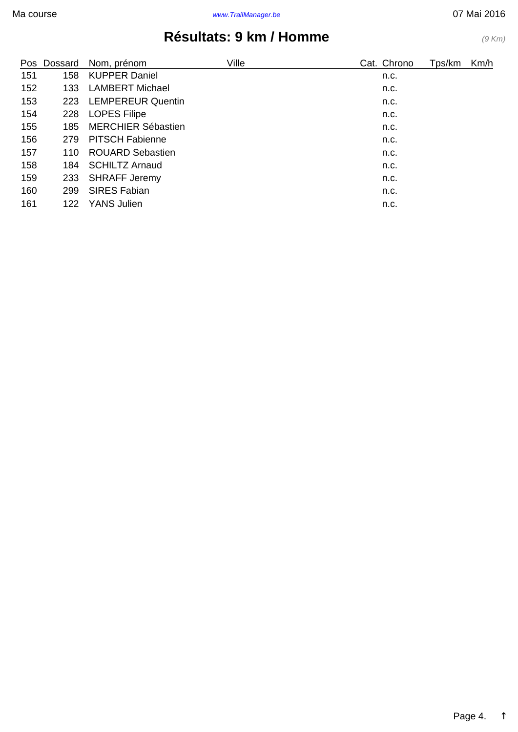# Résultats: 9 km / Homme

*(9 Km)*

| Pos | Dossard | Nom, prénom | Ville | Cat. | Chrono | Tps/km | Km/h |
|---|---|---|---|---|---|---|---|
| 151 | 158 | KUPPER Daniel | | | n.c. | | |
| 152 | 133 | LAMBERT Michael | | | n.c. | | |
| 153 | 223 | LEMPEREUR Quentin | | | n.c. | | |
| 154 | 228 | LOPES Filipe | | | n.c. | | |
| 155 | 185 | MERCHIER Sébastien | | | n.c. | | |
| 156 | 279 | PITSCH Fabienne | | | n.c. | | |
| 157 | 110 | ROUARD Sebastien | | | n.c. | | |
| 158 | 184 | SCHILTZ Arnaud | | | n.c. | | |
| 159 | 233 | SHRAFF Jeremy | | | n.c. | | |
| 160 | 299 | SIRES Fabian | | | n.c. | | |
| 161 | 122 | YANS Julien | | | n.c. | | |